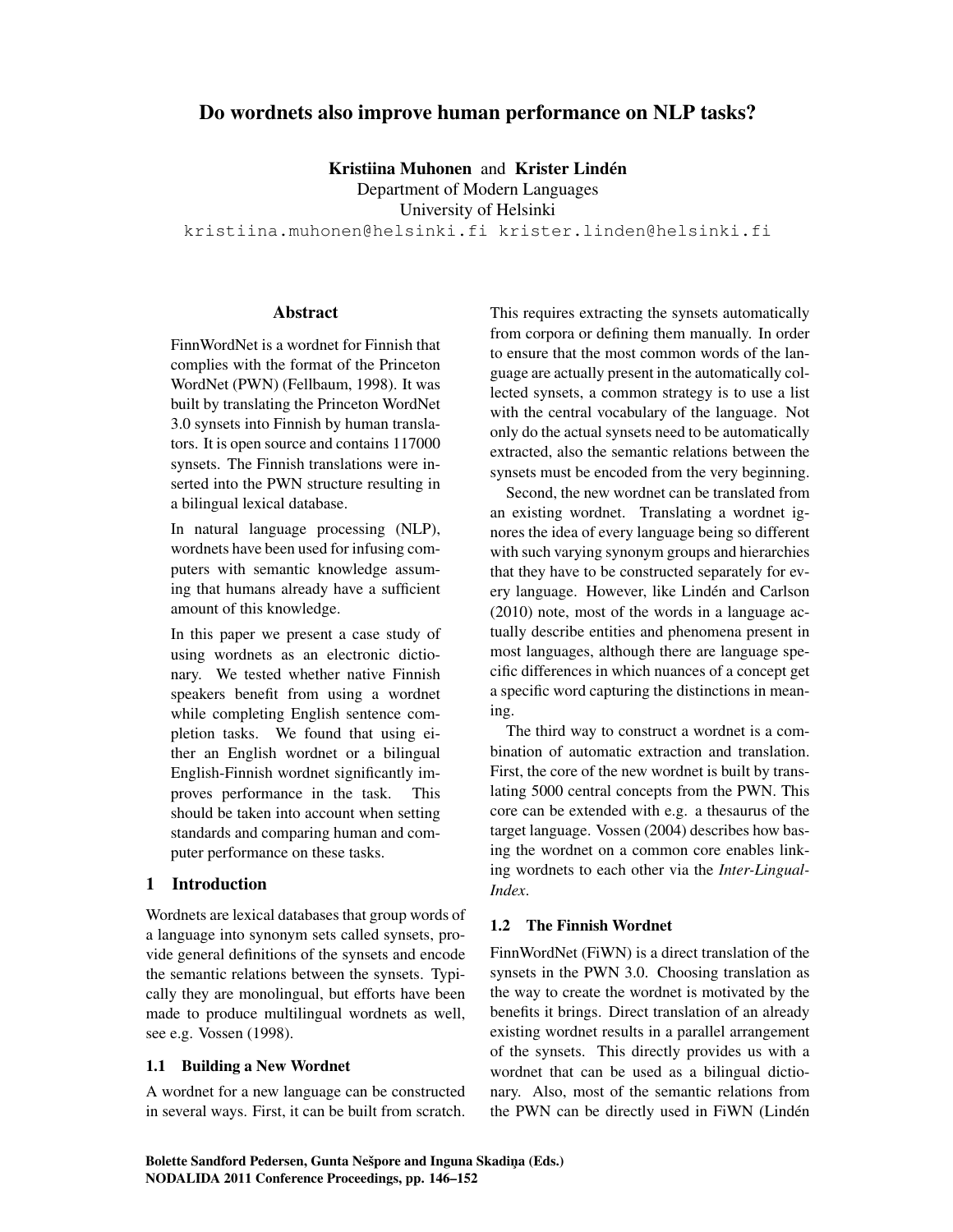# Do wordnets also improve human performance on NLP tasks?

**Kristiina Muhonen** and **Krister Lindén**
Department of Modern Languages
University of Helsinki
kristiina.muhonen@helsinki.fi krister.linden@helsinki.fi

## Abstract

FinnWordNet is a wordnet for Finnish that complies with the format of the Princeton WordNet (PWN) (Fellbaum, 1998). It was built by translating the Princeton WordNet 3.0 synsets into Finnish by human translators. It is open source and contains 117000 synsets. The Finnish translations were inserted into the PWN structure resulting in a bilingual lexical database.

In natural language processing (NLP), wordnets have been used for infusing computers with semantic knowledge assuming that humans already have a sufficient amount of this knowledge.

In this paper we present a case study of using wordnets as an electronic dictionary. We tested whether native Finnish speakers benefit from using a wordnet while completing English sentence completion tasks. We found that using either an English wordnet or a bilingual English-Finnish wordnet significantly improves performance in the task. This should be taken into account when setting standards and comparing human and computer performance on these tasks.

## 1 Introduction

Wordnets are lexical databases that group words of a language into synonym sets called synsets, provide general definitions of the synsets and encode the semantic relations between the synsets. Typically they are monolingual, but efforts have been made to produce multilingual wordnets as well, see e.g. Vossen (1998).

### 1.1 Building a New Wordnet

A wordnet for a new language can be constructed in several ways. First, it can be built from scratch. This requires extracting the synsets automatically from corpora or defining them manually. In order to ensure that the most common words of the language are actually present in the automatically collected synsets, a common strategy is to use a list with the central vocabulary of the language. Not only do the actual synsets need to be automatically extracted, also the semantic relations between the synsets must be encoded from the very beginning.

Second, the new wordnet can be translated from an existing wordnet. Translating a wordnet ignores the idea of every language being so different with such varying synonym groups and hierarchies that they have to be constructed separately for every language. However, like Lindén and Carlson (2010) note, most of the words in a language actually describe entities and phenomena present in most languages, although there are language specific differences in which nuances of a concept get a specific word capturing the distinctions in meaning.

The third way to construct a wordnet is a combination of automatic extraction and translation. First, the core of the new wordnet is built by translating 5000 central concepts from the PWN. This core can be extended with e.g. a thesaurus of the target language. Vossen (2004) describes how basing the wordnet on a common core enables linking wordnets to each other via the *Inter-Lingual-Index*.

### 1.2 The Finnish Wordnet

FinnWordNet (FiWN) is a direct translation of the synsets in the PWN 3.0. Choosing translation as the way to create the wordnet is motivated by the benefits it brings. Direct translation of an already existing wordnet results in a parallel arrangement of the synsets. This directly provides us with a wordnet that can be used as a bilingual dictionary. Also, most of the semantic relations from the PWN can be directly used in FiWN (Lindén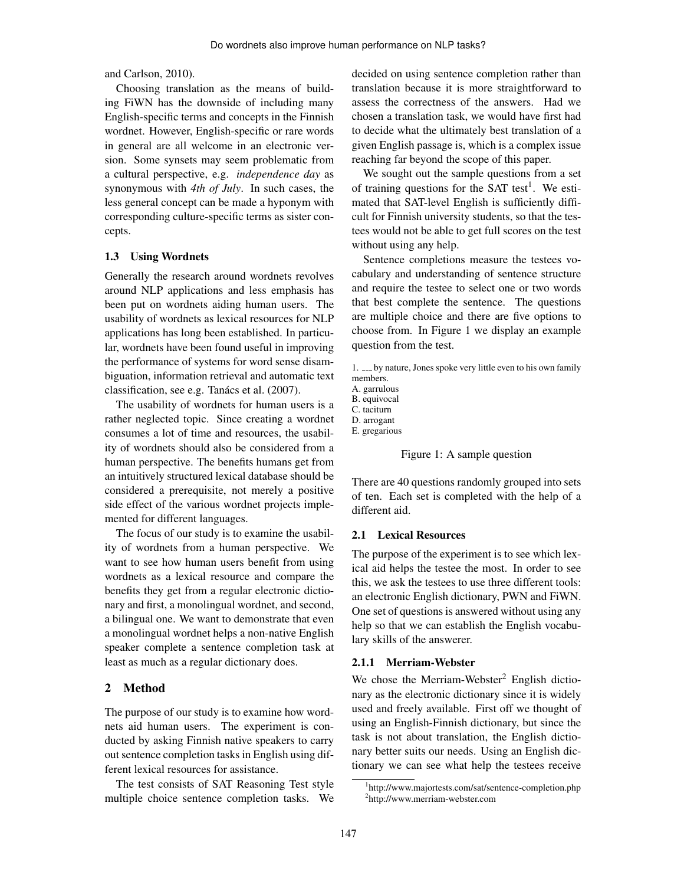and Carlson, 2010).

Choosing translation as the means of building FiWN has the downside of including many English-specific terms and concepts in the Finnish wordnet. However, English-specific or rare words in general are all welcome in an electronic version. Some synsets may seem problematic from a cultural perspective, e.g. *independence day* as synonymous with *4th of July*. In such cases, the less general concept can be made a hyponym with corresponding culture-specific terms as sister concepts.

### 1.3 Using Wordnets

Generally the research around wordnets revolves around NLP applications and less emphasis has been put on wordnets aiding human users. The usability of wordnets as lexical resources for NLP applications has long been established. In particular, wordnets have been found useful in improving the performance of systems for word sense disambiguation, information retrieval and automatic text classification, see e.g. Tanács et al. (2007).

The usability of wordnets for human users is a rather neglected topic. Since creating a wordnet consumes a lot of time and resources, the usability of wordnets should also be considered from a human perspective. The benefits humans get from an intuitively structured lexical database should be considered a prerequisite, not merely a positive side effect of the various wordnet projects implemented for different languages.

The focus of our study is to examine the usability of wordnets from a human perspective. We want to see how human users benefit from using wordnets as a lexical resource and compare the benefits they get from a regular electronic dictionary and first, a monolingual wordnet, and second, a bilingual one. We want to demonstrate that even a monolingual wordnet helps a non-native English speaker complete a sentence completion task at least as much as a regular dictionary does.

## 2 Method

The purpose of our study is to examine how wordnets aid human users. The experiment is conducted by asking Finnish native speakers to carry out sentence completion tasks in English using different lexical resources for assistance.

The test consists of SAT Reasoning Test style multiple choice sentence completion tasks. We decided on using sentence completion rather than translation because it is more straightforward to assess the correctness of the answers. Had we chosen a translation task, we would have first had to decide what the ultimately best translation of a given English passage is, which is a complex issue reaching far beyond the scope of this paper.

We sought out the sample questions from a set of training questions for the SAT test[1]. We estimated that SAT-level English is sufficiently difficult for Finnish university students, so that the testees would not be able to get full scores on the test without using any help.

Sentence completions measure the testees vocabulary and understanding of sentence structure and require the testee to select one or two words that best complete the sentence. The questions are multiple choice and there are five options to choose from. In Figure 1 we display an example question from the test.

1. ___ by nature, Jones spoke very little even to his own family members.
A. garrulous
B. equivocal
C. taciturn
D. arrogant
E. gregarious

Figure 1: A sample question

There are 40 questions randomly grouped into sets of ten. Each set is completed with the help of a different aid.

### 2.1 Lexical Resources

The purpose of the experiment is to see which lexical aid helps the testee the most. In order to see this, we ask the testees to use three different tools: an electronic English dictionary, PWN and FiWN. One set of questions is answered without using any help so that we can establish the English vocabulary skills of the answerer.

#### 2.1.1 Merriam-Webster

We chose the Merriam-Webster[2] English dictionary as the electronic dictionary since it is widely used and freely available. First off we thought of using an English-Finnish dictionary, but since the task is not about translation, the English dictionary better suits our needs. Using an English dictionary we can see what help the testees receive

[1] http://www.majortests.com/sat/sentence-completion.php
[2] http://www.merriam-webster.com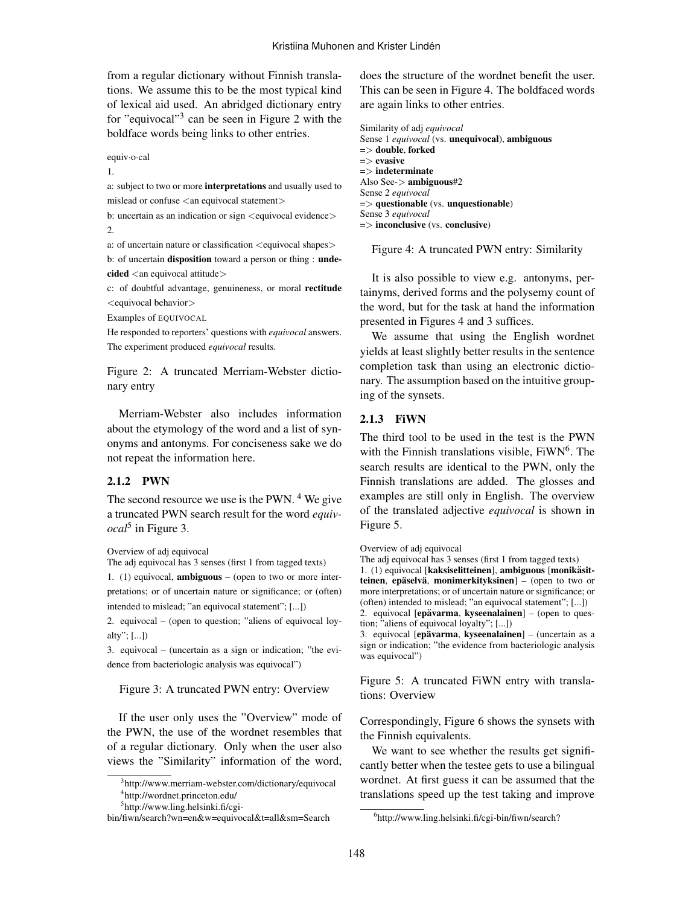from a regular dictionary without Finnish translations. We assume this to be the most typical kind of lexical aid used. An abridged dictionary entry for "equivocal"[3] can be seen in Figure 2 with the boldface words being links to other entries.

equiv·o·cal

1.

a: subject to two or more **interpretations** and usually used to mislead or confuse <an equivocal statement>

b: uncertain as an indication or sign <equivocal evidence>

2.

a: of uncertain nature or classification <equivocal shapes>

b: of uncertain **disposition** toward a person or thing : **undecided** <an equivocal attitude>

c: of doubtful advantage, genuineness, or moral **rectitude** <equivocal behavior>

Examples of EQUIVOCAL

He responded to reporters' questions with *equivocal* answers.
The experiment produced *equivocal* results.

Figure 2: A truncated Merriam-Webster dictionary entry

Merriam-Webster also includes information about the etymology of the word and a list of synonyms and antonyms. For conciseness sake we do not repeat the information here.

### 2.1.2 PWN

The second resource we use is the PWN. [4] We give a truncated PWN search result for the word *equivocal*[5] in Figure 3.

Overview of adj equivocal
The adj equivocal has 3 senses (first 1 from tagged texts)

1. (1) equivocal, **ambiguous** – (open to two or more interpretations; or of uncertain nature or significance; or (often) intended to mislead; "an equivocal statement"; [...])

2. equivocal – (open to question; "aliens of equivocal loyalty"; [...])

3. equivocal – (uncertain as a sign or indication; "the evidence from bacteriologic analysis was equivocal")

Figure 3: A truncated PWN entry: Overview

If the user only uses the "Overview" mode of the PWN, the use of the wordnet resembles that of a regular dictionary. Only when the user also views the "Similarity" information of the word, does the structure of the wordnet benefit the user. This can be seen in Figure 4. The boldfaced words are again links to other entries.

Similarity of adj *equivocal*
Sense 1 *equivocal* (vs. **unequivocal**), **ambiguous**
=> **double**, **forked**
=> **evasive**
=> **indeterminate**
Also See-> **ambiguous**#2
Sense 2 *equivocal*
=> **questionable** (vs. **unquestionable**)
Sense 3 *equivocal*
=> **inconclusive** (vs. **conclusive**)

Figure 4: A truncated PWN entry: Similarity

It is also possible to view e.g. antonyms, pertainyms, derived forms and the polysemy count of the word, but for the task at hand the information presented in Figures 4 and 3 suffices.

We assume that using the English wordnet yields at least slightly better results in the sentence completion task than using an electronic dictionary. The assumption based on the intuitive grouping of the synsets.

### 2.1.3 FiWN

The third tool to be used in the test is the PWN with the Finnish translations visible, FiWN[6]. The search results are identical to the PWN, only the Finnish translations are added. The glosses and examples are still only in English. The overview of the translated adjective *equivocal* is shown in Figure 5.

Overview of adj equivocal
The adj equivocal has 3 senses (first 1 from tagged texts)
1. (1) equivocal [**kaksiselitteinen**], **ambiguous** [**monikäsitteinen**, **epäselvä**, **monimerkityksinen**] – (open to two or more interpretations; or of uncertain nature or significance; or (often) intended to mislead; "an equivocal statement"; [...])
2. equivocal [**epävarma**, **kyseenalainen**] – (open to question; "aliens of equivocal loyalty"; [...])
3. equivocal [**epävarma**, **kyseenalainen**] – (uncertain as a sign or indication; "the evidence from bacteriologic analysis was equivocal")

Figure 5: A truncated FiWN entry with translations: Overview

Correspondingly, Figure 6 shows the synsets with the Finnish equivalents.

We want to see whether the results get significantly better when the testee gets to use a bilingual wordnet. At first guess it can be assumed that the translations speed up the test taking and improve

[3] http://www.merriam-webster.com/dictionary/equivocal
[4] http://wordnet.princeton.edu/
[5] http://www.ling.helsinki.fi/cgi-bin/fiwn/search?wn=en&w=equivocal&t=all&sm=Search
[6] http://www.ling.helsinki.fi/cgi-bin/fiwn/search?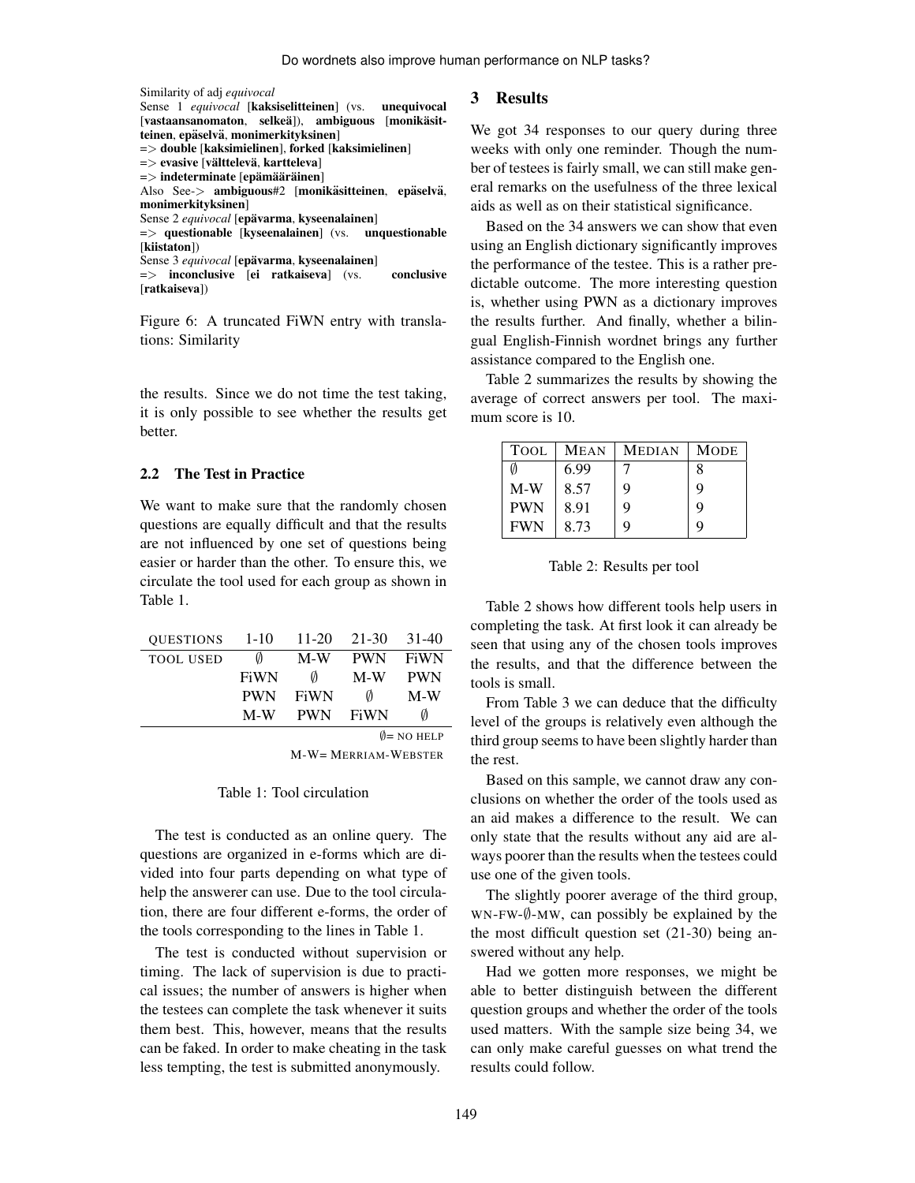Similarity of adj *equivocal*
Sense 1 *equivocal* [**kaksiselitteinen**] (vs. **unequivocal** [**vastaansanomaton**, **selkeä**]), **ambiguous** [**monikäsitteinen**, **epäselvä**, **monimerkityksinen**]
=> **double** [**kaksimielinen**], **forked** [**kaksimielinen**]
=> **evasive** [**vältteleva**, **kartteleva**]
=> **indeterminate** [**epämääräinen**]
Also See-> **ambiguous**#2 [**monikäsitteinen**, **epäselvä**, **monimerkityksinen**]
Sense 2 *equivocal* [**epävarma**, **kyseenalainen**]
=> **questionable** [**kyseenalainen**] (vs. **unquestionable** [**kiistaton**])
Sense 3 *equivocal* [**epävarma**, **kyseenalainen**]
=> **inconclusive** [**ei ratkaiseva**] (vs. **conclusive** [**ratkaiseva**])

Figure 6: A truncated FiWN entry with translations: Similarity

the results. Since we do not time the test taking, it is only possible to see whether the results get better.

### 2.2 The Test in Practice

We want to make sure that the randomly chosen questions are equally difficult and that the results are not influenced by one set of questions being easier or harder than the other. To ensure this, we circulate the tool used for each group as shown in Table 1.

| QUESTIONS | 1-10 | 11-20 | 21-30 | 31-40 |
|---|---|---|---|---|
| TOOL USED | ∅ | M-W | PWN | FiWN |
| | FiWN | ∅ | M-W | PWN |
| | PWN | FiWN | ∅ | M-W |
| | M-W | PWN | FiWN | ∅ |

∅= NO HELP
M-W= MERRIAM-WEBSTER

Table 1: Tool circulation

The test is conducted as an online query. The questions are organized in e-forms which are divided into four parts depending on what type of help the answerer can use. Due to the tool circulation, there are four different e-forms, the order of the tools corresponding to the lines in Table 1.

The test is conducted without supervision or timing. The lack of supervision is due to practical issues; the number of answers is higher when the testees can complete the task whenever it suits them best. This, however, means that the results can be faked. In order to make cheating in the task less tempting, the test is submitted anonymously.

## 3 Results

We got 34 responses to our query during three weeks with only one reminder. Though the number of testees is fairly small, we can still make general remarks on the usefulness of the three lexical aids as well as on their statistical significance.

Based on the 34 answers we can show that even using an English dictionary significantly improves the performance of the testee. This is a rather predictable outcome. The more interesting question is, whether using PWN as a dictionary improves the results further. And finally, whether a bilingual English-Finnish wordnet brings any further assistance compared to the English one.

Table 2 summarizes the results by showing the average of correct answers per tool. The maximum score is 10.

| TOOL | MEAN | MEDIAN | MODE |
|---|---|---|---|
| ∅ | 6.99 | 7 | 8 |
| M-W | 8.57 | 9 | 9 |
| PWN | 8.91 | 9 | 9 |
| FWN | 8.73 | 9 | 9 |

Table 2: Results per tool

Table 2 shows how different tools help users in completing the task. At first look it can already be seen that using any of the chosen tools improves the results, and that the difference between the tools is small.

From Table 3 we can deduce that the difficulty level of the groups is relatively even although the third group seems to have been slightly harder than the rest.

Based on this sample, we cannot draw any conclusions on whether the order of the tools used as an aid makes a difference to the result. We can only state that the results without any aid are always poorer than the results when the testees could use one of the given tools.

The slightly poorer average of the third group, WN-FW-∅-MW, can possibly be explained by the the most difficult question set (21-30) being answered without any help.

Had we gotten more responses, we might be able to better distinguish between the different question groups and whether the order of the tools used matters. With the sample size being 34, we can only make careful guesses on what trend the results could follow.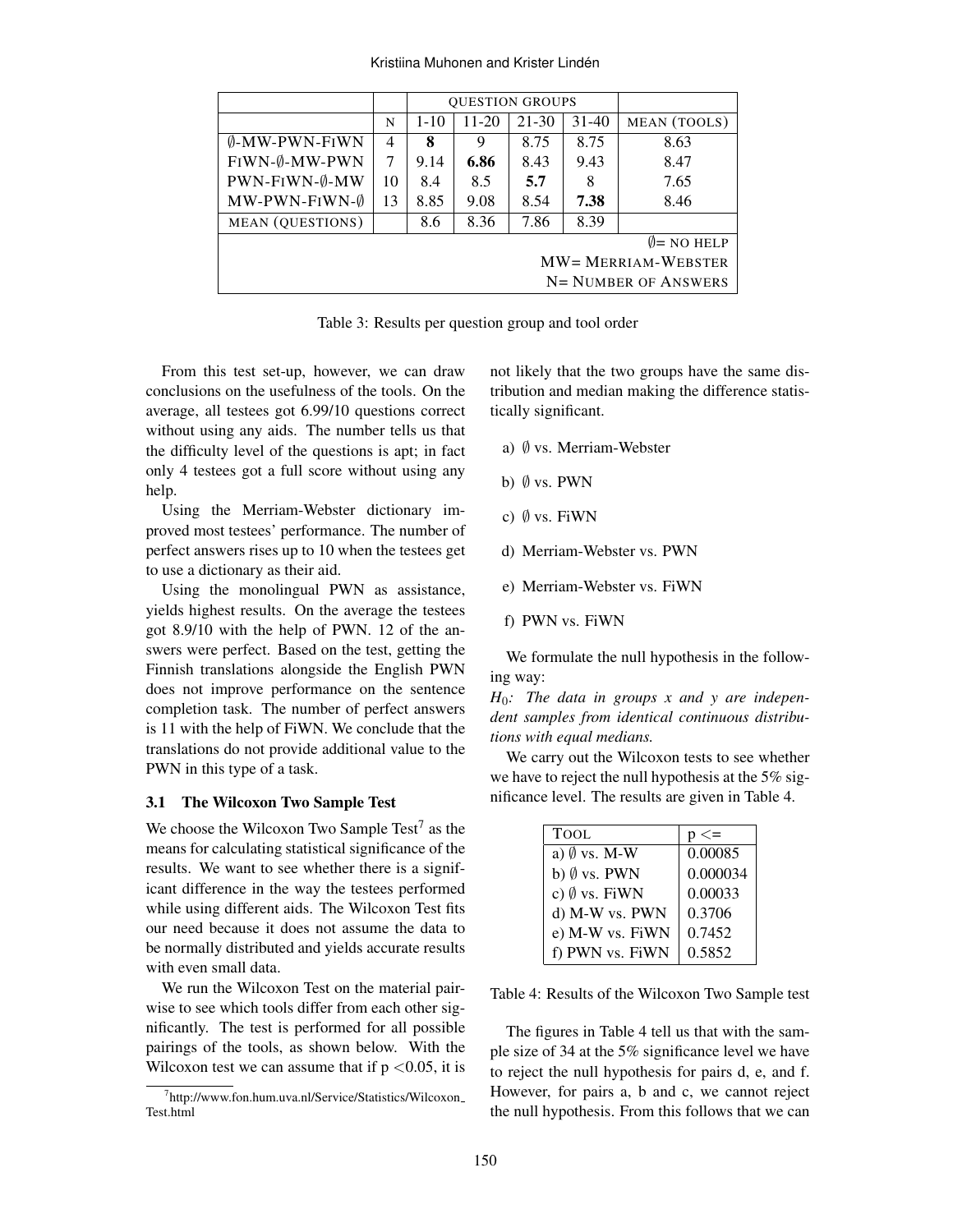| | | QUESTION GROUPS | | | | |
|---|---|---|---|---|---|---|
| | N | 1-10 | 11-20 | 21-30 | 31-40 | MEAN (TOOLS) |
| ∅-MW-PWN-FIWN | 4 | **8** | 9 | 8.75 | 8.75 | 8.63 |
| FIWN-∅-MW-PWN | 7 | 9.14 | **6.86** | 8.43 | 9.43 | 8.47 |
| PWN-FIWN-∅-MW | 10 | 8.4 | 8.5 | **5.7** | 8 | 7.65 |
| MW-PWN-FIWN-∅ | 13 | 8.85 | 9.08 | 8.54 | **7.38** | 8.46 |
| MEAN (QUESTIONS) | | 8.6 | 8.36 | 7.86 | 8.39 | |

∅= NO HELP
MW= MERRIAM-WEBSTER
N= NUMBER OF ANSWERS

Table 3: Results per question group and tool order

From this test set-up, however, we can draw conclusions on the usefulness of the tools. On the average, all testees got 6.99/10 questions correct without using any aids. The number tells us that the difficulty level of the questions is apt; in fact only 4 testees got a full score without using any help.

Using the Merriam-Webster dictionary improved most testees' performance. The number of perfect answers rises up to 10 when the testees get to use a dictionary as their aid.

Using the monolingual PWN as assistance, yields highest results. On the average the testees got 8.9/10 with the help of PWN. 12 of the answers were perfect. Based on the test, getting the Finnish translations alongside the English PWN does not improve performance on the sentence completion task. The number of perfect answers is 11 with the help of FiWN. We conclude that the translations do not provide additional value to the PWN in this type of a task.

### 3.1 The Wilcoxon Two Sample Test

We choose the Wilcoxon Two Sample Test[7] as the means for calculating statistical significance of the results. We want to see whether there is a significant difference in the way the testees performed while using different aids. The Wilcoxon Test fits our need because it does not assume the data to be normally distributed and yields accurate results with even small data.

We run the Wilcoxon Test on the material pairwise to see which tools differ from each other significantly. The test is performed for all possible pairings of the tools, as shown below. With the Wilcoxon test we can assume that if $p < 0.05$, it is not likely that the two groups have the same distribution and median making the difference statistically significant.

a) ∅ vs. Merriam-Webster

b) ∅ vs. PWN

c) ∅ vs. FiWN

d) Merriam-Webster vs. PWN

e) Merriam-Webster vs. FiWN

f) PWN vs. FiWN

We formulate the null hypothesis in the following way:

$H_0$: *The data in groups x and y are independent samples from identical continuous distributions with equal medians.*

We carry out the Wilcoxon tests to see whether we have to reject the null hypothesis at the 5% significance level. The results are given in Table 4.

| TOOL | p <= |
|---|---|
| a) ∅ vs. M-W | 0.00085 |
| b) ∅ vs. PWN | 0.000034 |
| c) ∅ vs. FiWN | 0.00033 |
| d) M-W vs. PWN | 0.3706 |
| e) M-W vs. FiWN | 0.7452 |
| f) PWN vs. FiWN | 0.5852 |

Table 4: Results of the Wilcoxon Two Sample test

The figures in Table 4 tell us that with the sample size of 34 at the 5% significance level we have to reject the null hypothesis for pairs d, e, and f. However, for pairs a, b and c, we cannot reject the null hypothesis. From this follows that we can

[7] http://www.fon.hum.uva.nl/Service/Statistics/Wilcoxon_Test.html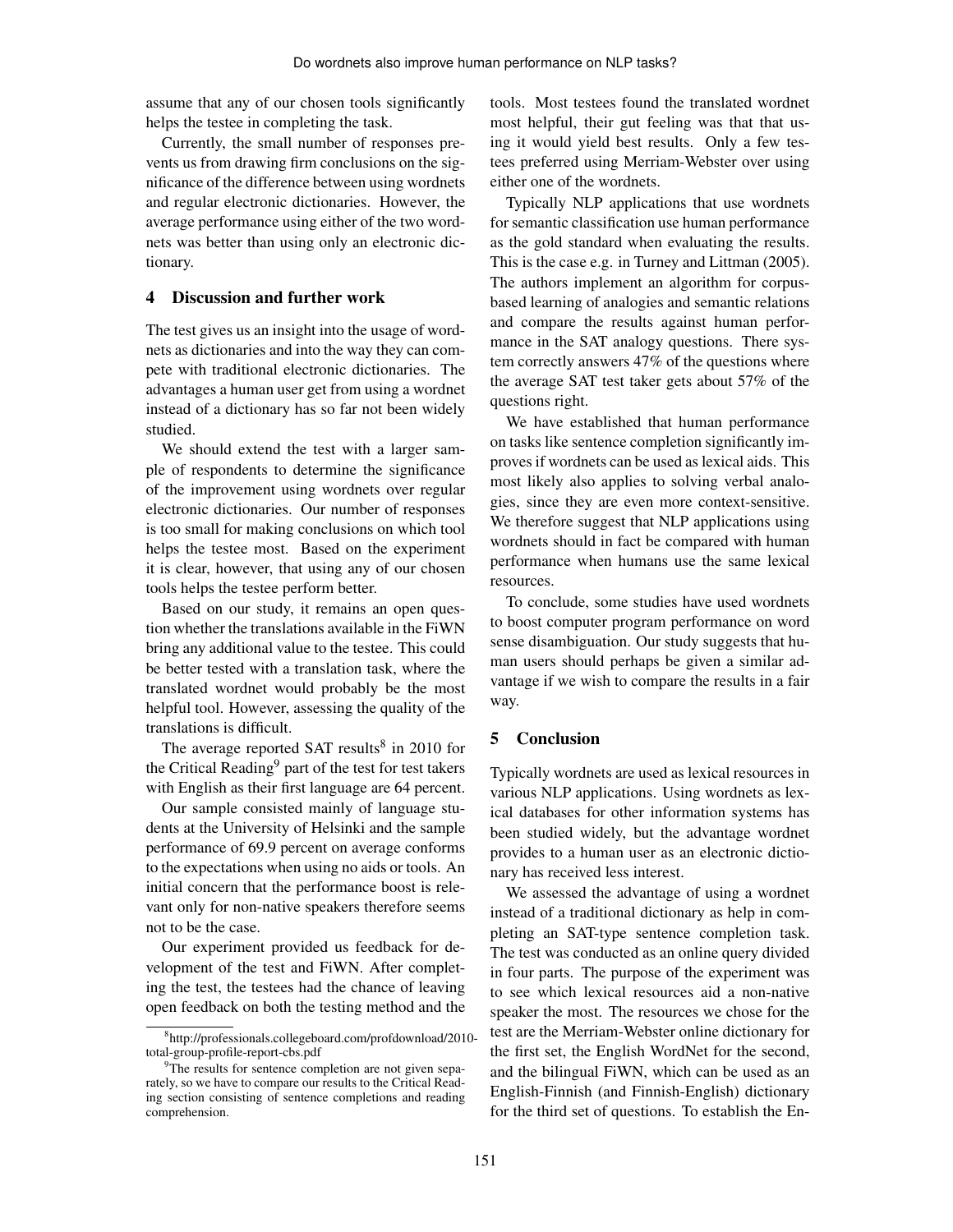assume that any of our chosen tools significantly helps the testee in completing the task.

Currently, the small number of responses prevents us from drawing firm conclusions on the significance of the difference between using wordnets and regular electronic dictionaries. However, the average performance using either of the two wordnets was better than using only an electronic dictionary.

## 4 Discussion and further work

The test gives us an insight into the usage of wordnets as dictionaries and into the way they can compete with traditional electronic dictionaries. The advantages a human user get from using a wordnet instead of a dictionary has so far not been widely studied.

We should extend the test with a larger sample of respondents to determine the significance of the improvement using wordnets over regular electronic dictionaries. Our number of responses is too small for making conclusions on which tool helps the testee most. Based on the experiment it is clear, however, that using any of our chosen tools helps the testee perform better.

Based on our study, it remains an open question whether the translations available in the FiWN bring any additional value to the testee. This could be better tested with a translation task, where the translated wordnet would probably be the most helpful tool. However, assessing the quality of the translations is difficult.

The average reported SAT results[8] in 2010 for the Critical Reading[9] part of the test for test takers with English as their first language are 64 percent.

Our sample consisted mainly of language students at the University of Helsinki and the sample performance of 69.9 percent on average conforms to the expectations when using no aids or tools. An initial concern that the performance boost is relevant only for non-native speakers therefore seems not to be the case.

Our experiment provided us feedback for development of the test and FiWN. After completing the test, the testees had the chance of leaving open feedback on both the testing method and the tools. Most testees found the translated wordnet most helpful, their gut feeling was that that using it would yield best results. Only a few testees preferred using Merriam-Webster over using either one of the wordnets.

Typically NLP applications that use wordnets for semantic classification use human performance as the gold standard when evaluating the results. This is the case e.g. in Turney and Littman (2005). The authors implement an algorithm for corpus-based learning of analogies and semantic relations and compare the results against human performance in the SAT analogy questions. There system correctly answers 47% of the questions where the average SAT test taker gets about 57% of the questions right.

We have established that human performance on tasks like sentence completion significantly improves if wordnets can be used as lexical aids. This most likely also applies to solving verbal analogies, since they are even more context-sensitive. We therefore suggest that NLP applications using wordnets should in fact be compared with human performance when humans use the same lexical resources.

To conclude, some studies have used wordnets to boost computer program performance on word sense disambiguation. Our study suggests that human users should perhaps be given a similar advantage if we wish to compare the results in a fair way.

## 5 Conclusion

Typically wordnets are used as lexical resources in various NLP applications. Using wordnets as lexical databases for other information systems has been studied widely, but the advantage wordnet provides to a human user as an electronic dictionary has received less interest.

We assessed the advantage of using a wordnet instead of a traditional dictionary as help in completing an SAT-type sentence completion task. The test was conducted as an online query divided in four parts. The purpose of the experiment was to see which lexical resources aid a non-native speaker the most. The resources we chose for the test are the Merriam-Webster online dictionary for the first set, the English WordNet for the second, and the bilingual FiWN, which can be used as an English-Finnish (and Finnish-English) dictionary for the third set of questions. To establish the En-

[8] http://professionals.collegeboard.com/profdownload/2010-total-group-profile-report-cbs.pdf

[9] The results for sentence completion are not given separately, so we have to compare our results to the Critical Reading section consisting of sentence completions and reading comprehension.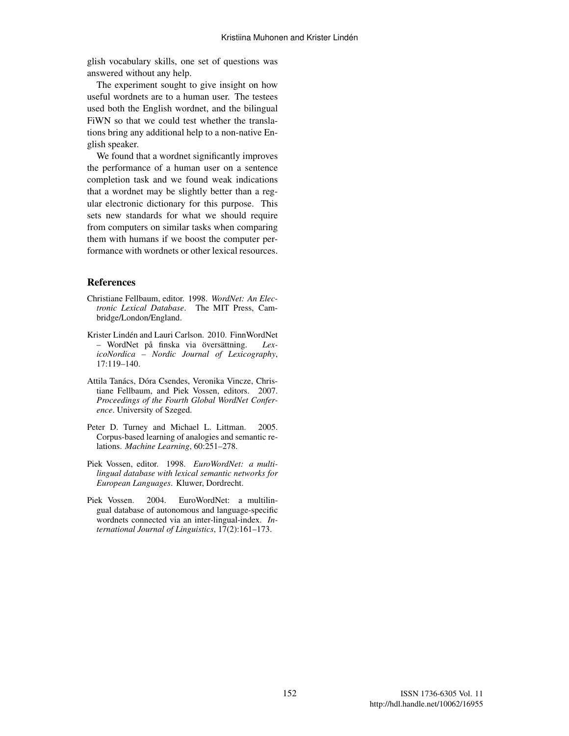glish vocabulary skills, one set of questions was answered without any help.

The experiment sought to give insight on how useful wordnets are to a human user. The testees used both the English wordnet, and the bilingual FiWN so that we could test whether the translations bring any additional help to a non-native English speaker.

We found that a wordnet significantly improves the performance of a human user on a sentence completion task and we found weak indications that a wordnet may be slightly better than a regular electronic dictionary for this purpose. This sets new standards for what we should require from computers on similar tasks when comparing them with humans if we boost the computer performance with wordnets or other lexical resources.

## References

Christiane Fellbaum, editor. 1998. *WordNet: An Electronic Lexical Database*. The MIT Press, Cambridge/London/England.

Krister Lindén and Lauri Carlson. 2010. FinnWordNet – WordNet på finska via översättning. *LexicoNordica – Nordic Journal of Lexicography*, 17:119–140.

Attila Tanács, Dóra Csendes, Veronika Vincze, Christiane Fellbaum, and Piek Vossen, editors. 2007. *Proceedings of the Fourth Global WordNet Conference*. University of Szeged.

Peter D. Turney and Michael L. Littman. 2005. Corpus-based learning of analogies and semantic relations. *Machine Learning*, 60:251–278.

Piek Vossen, editor. 1998. *EuroWordNet: a multilingual database with lexical semantic networks for European Languages*. Kluwer, Dordrecht.

Piek Vossen. 2004. EuroWordNet: a multilingual database of autonomous and language-specific wordnets connected via an inter-lingual-index. *International Journal of Linguistics*, 17(2):161–173.